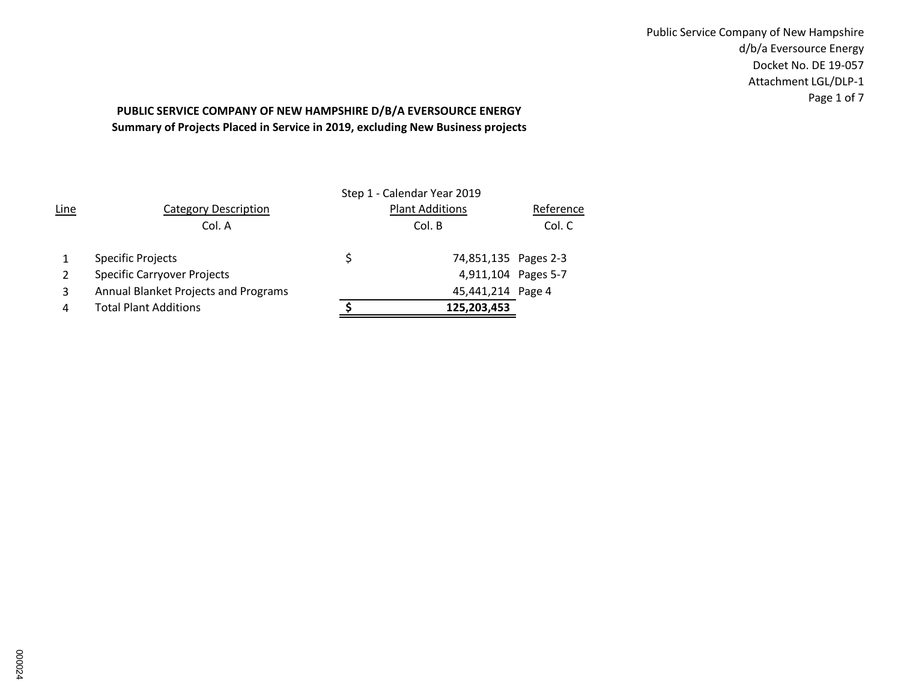Public Service Company of New Hampshire
d/b/a Eversource Energy
Docket No. DE 19-057
Attachment LGL/DLP-1

**PUBLIC SERVICE COMPANY OF NEW HAMPSHIRE D/B/A EVERSOURCE ENERGY**
**Summary of Projects Placed in Service in 2019, excluding New Business projects**

| Line | Category Description | Step 1 - Calendar Year 2019 Plant Additions | Reference |
|---|---|---|---|
| | Col. A | Col. B | Col. C |
| 1 | Specific Projects | $ 74,851,135 | Pages 2-3 |
| 2 | Specific Carryover Projects | 4,911,104 | Pages 5-7 |
| 3 | Annual Blanket Projects and Programs | 45,441,214 | Page 4 |
| 4 | Total Plant Additions | **$ 125,203,453** | |

000024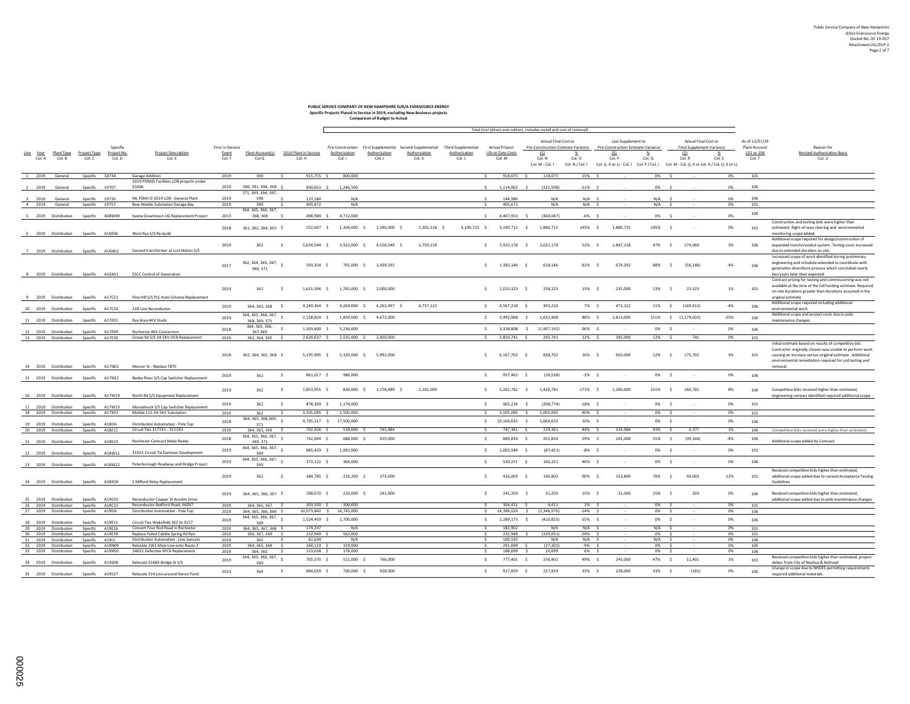**PUBLIC SERVICE COMPANY OF NEW HAMPSHIRE D/B/A EVERSOURCE ENERGY**
**Specific Projects Placed in Service in 2019, excluding New Business projects**
**Comparison of Budget to Actual**

| Line | Year Col. A | Plant Type Col. B | Project Type Col. C | Specific Project No. Col. D | Project Description Col. E | First In Service Event Col. F | Plant Account(s) Col. G. | 2019 Plant in Service Col. H | Pre-Construction Authorization Col. I | First Supplemental Authorization Col. J | Second Supplemental Authorization Col. K | Third Supplemental Authorization Col. L | Actual Project Life to Date Costs Col. M | Actual Final Cost to Pre-Construction Estimate Variance ($) Col. N Col. M - Col. I | Actual Final Cost to Pre-Construction Estimate Variance % Col. O Col. N / Col. I | Last Supplement to Pre-Construction Estimate Variance ($) Col. P Col. (J, K or L) - Col. I | Last Supplement to Pre-Construction Estimate Variance % Col. Q Col. P / Col. I | Actual Final Cost to Final Supplement Variance ($) Col. R Col. M - Col. (J, K or L) | Actual Final Cost to Final Supplement Variance % Col. S Col. R / Col. (J, K or L) | As of 12/31/19 Plant Account 101 or 106 Col. T | Reason for Revised Authorization Basis Col. U |
|---|---|---|---|---|---|---|---|---|---|---|---|---|---|---|---|---|---|---|---|---|---|
| 1 | 2019 | General | Specific | 18734 | Garage Addition | 2019 | 390 | $ 915,755 | $ 800,000 | | | | $ 918,075 | $ 118,075 | 15% | $ - | 0% | $ - | 0% | 101 | |
| 2 | 2019 | General | Specific | 19707 | 2019 PSNHD Facilities LOB projects under $500k | 2019 | 390, 391, 394, 398 | $ 830,653 | $ 1,246,500 | | | | $ 1,114,902 | $ (131,598) | -11% | $ - | 0% | $ - | 0% | 106 | |
| 3 | 2019 | General | Specific | 19726 | ML PSNH-D 2019 LOB - General Plant | 2019 | 371, 393, 394, 397, 398 | $ 123,184 | N/A | | | | $ 144,980 | N/A | N/A | $ - | N/A | $ - | 0% | 106 | |
| 4 | 2019 | General | Specific | 19757 | Bow Mobile Substation Garage Bay | 2019 | 390 | $ 405,672 | N/A | | | | $ 405,672 | N/A | N/A | $ - | N/A | $ - | 0% | 101 | |
| 5 | 2019 | Distribution | Specific | A08W49 | Keene Downtown UG Replacement Project | 2013 | 364, 365, 366, 367, 368, 369 | $ 498,989 | $ 4,712,000 | | | | $ 4,407,953 | $ (304,047) | -6% | $ - | 0% | $ - | 0% | 106 | |
| 6 | 2019 | Distribution | Specific | A16E06 | West Rye S/S Re-build | 2018 | 361, 362, 364, 365 | $ 552,607 | $ 1,304,000 | $ 1,590,000 | $ 2,302,118 | $ 3,190,715 | $ 3,190,715 | $ 1,886,715 | 145% | $ 1,886,715 | 145% | $ - | 0% | 101 | Construction and testing bids were higher than estimated. Right-of-way clearing and environmental monitoring scope added. |
| 7 | 2019 | Distribution | Specific | A16N02 | Second transformer at Lost Nation S/S | 2019 | 362 | $ 5,634,544 | $ 3,912,000 | $ 4,558,049 | $ 5,759,118 | | $ 5,933,178 | $ 2,021,178 | 52% | $ 1,847,118 | 47% | $ 174,060 | 3% | 106 | Additional scope required for design/construction of expanded trench/conduit system. Testing costs increased due to extended duration on site. |
| 8 | 2019 | Distribution | Specific | A16X01 | ESCC Control of Generation | 2017 | 362, 364, 365, 367, 369, 371 | $ 593,354 | $ 765,000 | $ 1,439,292 | | | $ 1,383,146 | $ 618,146 | 81% | $ 674,292 | 88% | $ (56,146) | -4% | 106 | Increased scope of work identified during preliminary engineering and schedule extended to coordinate with generation divestiture process which concluded nearly two years later than expected. |
| 9 | 2019 | Distribution | Specific | A17C21 | Pine Hill S/S PLC Auto Scheme Replacement | 2019 | 362 | $ 1,615,396 | $ 1,765,000 | $ 2,000,000 | | | $ 2,023,323 | $ 258,323 | 15% | $ 235,000 | 13% | $ 23,323 | 1% | 101 | Contract pricing for testing and commissioning was not available at the time of the full funding estimate. Required on-site durations greater than durations assumed in the original estimate. |
| 10 | 2019 | Distribution | Specific | A17C26 | 328 Line Reconductor | 2019 | 364, 365, 368 | $ 4,249,364 | $ 4,264,000 | $ 4,263,997 | $ 4,737,122 | | $ 4,567,210 | $ 303,210 | 7% | $ 473,122 | 11% | $ (169,912) | -4% | 106 | Additional scope required including additional environmental work |
| 11 | 2019 | Distribution | Specific | A17E01 | Rye Area 4KV Study | 2019 | 364, 365, 366, 367, 368, 369, 371 | $ 2,158,824 | $ 1,859,000 | $ 4,672,000 | | | $ 3,492,968 | $ 1,633,968 | 88% | $ 2,813,000 | 151% | $ (1,179,032) | -25% | 106 | Additional scope and project costs due to pole maintenance changes. |
| 12 | 2019 | Distribution | Specific | A17E09 | Rochester 4KV Conversion | 2018 | 364, 365, 366, 367,369 | $ 1,503,600 | $ 5,236,000 | | | | $ 3,328,808 | $ (1,907,192) | -36% | $ - | 0% | $ - | 0% | 106 | |
| 13 | 2019 | Distribution | Specific | A17E20 | Ocean Rd S/S 34.5KV OCB Replacement | 2019 | 362, 364, 365 | $ 2,626,627 | $ 2,555,000 | $ 2,850,000 | | | $ 2,850,741 | $ 295,741 | 12% | $ 295,000 | 12% | $ 741 | 0% | 101 | |
| 14 | 2019 | Distribution | Specific | A17N02 | Messer St - Replace TB70 | 2018 | 362, 364, 365, 368 | $ 5,195,995 | $ 5,329,000 | $ 5,992,000 | | | $ 6,167,702 | $ 838,702 | 16% | $ 663,000 | 12% | $ 175,702 | 3% | 101 | Initial estimate based on results of competitive bid. Contractor originally chosen was unable to perform work causing an increase versus original estimate. Additional environmental remediation required for soil testing and removal. |
| 15 | 2019 | Distribution | Specific | A17N22 | Beebe River S/S Cap Switcher Replacement | 2019 | 362 | $ 861,017 | $ 986,000 | | | | $ 957,462 | $ (28,538) | -3% | $ - | 0% | $ - | 0% | 106 | |
| 16 | 2019 | Distribution | Specific | A17W19 | North Rd S/S Equipment Replacement | 2019 | 362 | $ 1,853,955 | $ 836,000 | $ 1,758,489 | $ 2,102,000 | | $ 2,262,782 | $ 1,426,782 | 171% | $ 1,266,000 | 151% | $ 160,782 | 8% | 106 | Competitive bids received higher than estimated, engineering reviews identified required additional scope |
| 17 | 2019 | Distribution | Specific | A17W23 | Monadnock S/S Cap Switcher Replacement | 2019 | 362 | $ 878,369 | $ 1,174,000 | | | | $ 965,226 | $ (208,774) | -18% | $ - | 0% | $ - | 0% | 101 | |
| 18 | 2019 | Distribution | Specific | A17X01 | Mobile 115-34.5KV Substation | 2019 | 362 | $ 3,505,095 | $ 2,500,000 | | | | $ 3,505,095 | $ 1,005,095 | 40% | $ - | 0% | $ - | 0% | 101 | |
| 19 | 2019 | Distribution | Specific | A18DA | Distribution Automation - Pole Top | 2018 | 364, 365, 368,369, 371 | $ 9,795,317 | $ 17,500,000 | | | | $ 19,164,635 | $ 1,664,635 | 10% | $ - | 0% | $ - | 0% | 106 | |
| 20 | 2019 | Distribution | Specific | A18E12 | Circuit Ties 3172X1 - 3112X3 | 2019 | 364, 365, 369 | $ 702,926 | $ 518,000 | $ 742,984 | | | $ 747,361 | $ 229,361 | 44% | $ 224,984 | 43% | $ 4,377 | 1% | 106 | Competitive bids received were higher than estimated |
| 21 | 2019 | Distribution | Specific | A18E23 | Rochester Comcast Make Ready | 2018 | 364, 365, 366, 367, 369, 371 | $ 742,004 | $ 688,000 | $ 929,000 | | | $ 889,834 | $ 201,834 | 29% | $ 241,000 | 35% | $ (39,166) | -4% | 106 | Additional scope added by Comcast |
| 22 | 2019 | Distribution | Specific | A18W11 | 316X1 Circuit Tie Eastman Development | 2019 | 364, 365, 366, 367, 369 | $ 885,429 | $ 1,091,000 | | | | $ 1,003,549 | $ (87,451) | -8% | $ - | 0% | $ - | 0% | 101 | |
| 23 | 2019 | Distribution | Specific | A18W22 | Peterborough Roadway and Bridge Project | 2019 | 364, 365, 366, 367, 369 | $ 372,121 | $ 364,000 | | | | $ 530,251 | $ 166,251 | 46% | $ - | 0% | $ - | 0% | 106 | |
| 24 | 2019 | Distribution | Specific | A18X08 | S Milford Relay Replacement | 2019 | 362 | $ 384,785 | $ 219,200 | $ 373,000 | | | $ 416,003 | $ 196,803 | 90% | $ 153,800 | 70% | $ 43,003 | 12% | 101 | Received competitive bids higher than estimated, additional scope added due to Revised Acceptance Testing Guidelines |
| 25 | 2019 | Distribution | Specific | A19C05 | Reconductor Copper St Anselm Drive | 2019 | 364, 365, 366, 367 | $ 208,670 | $ 210,000 | $ 241,000 | | | $ 241,203 | $ 31,203 | 15% | $ 31,000 | 15% | $ 203 | 0% | 106 | Received competitive bids higher than estimated, additional scope added due to pole maintenance changes |
| 26 | 2019 | Distribution | Specific | A19C25 | Reconductor Bedford Road, 360X7 | 2019 | 364, 365, 367 | $ 303,500 | $ 300,000 | | | | $ 304,411 | $ 4,411 | 1% | $ - | 0% | $ - | 0% | 101 | |
| 27 | 2019 | Distribution | Specific | A19DA | Distribution Automation - Pole Top | 2019 | 364, 365, 366, 369 | $ 10,073,842 | $ 16,743,000 | | | | $ 14,396,024 | $ (2,346,976) | -14% | $ - | 0% | $ - | 0% | 106 | |
| 28 | 2019 | Distribution | Specific | A19E11 | Circuit Ties-Wakefield 362 to 3157 | 2019 | 364, 365, 366, 367, 369 | $ 1,524,459 | $ 2,700,000 | | | | $ 2,289,175 | $ (410,825) | -15% | $ - | 0% | $ - | 0% | 106 | |
| 29 | 2019 | Distribution | Specific | A19E26 | Convert Four Rod Road in Rochester | 2019 | 364, 365, 367, 368 | $ 174,247 | N/A | | | | $ 182,902 | N/A | N/A | $ - | N/A | $ - | 0% | 101 | |
| 30 | 2019 | Distribution | Specific | A19E39 | Replace Failed Cabble Spring Rd Rye | 2019 | 366, 367, 369 | $ 232,949 | $ 562,000 | | | | $ 232,949 | $ (329,051) | -59% | $ - | 0% | $ - | 0% | 101 | |
| 31 | 2019 | Distribution | Specific | A19LS | Distribution Automation - Line Sensors | 2019 | 365 | $ 62,634 | N/A | | | | $ 100,592 | N/A | N/A | $ - | N/A | $ - | 0% | 106 | |
| 32 | 2019 | Distribution | Specific | A19N09 | Relocate 1W1 Main Line onto Route 3 | 2019 | 364, 365, 369 | $ 266,119 | $ 319,000 | | | | $ 291,699 | $ (27,301) | -9% | $ - | 0% | $ - | 0% | 106 | |
| 33 | 2019 | Distribution | Specific | A19N50 | 346X1 Defective SPCA Replacement | 2019 | 364, 365 | $ 153,638 | $ 178,000 | | | | $ 188,699 | $ 10,699 | 6% | $ - | 0% | $ - | 0% | 106 | |
| 34 | 2019 | Distribution | Specific | A19S08 | Relocate 3168X Bridge St S/S | 2019 | 364, 365, 366, 367, 369 | $ 705,570 | $ 521,000 | $ 766,000 | | | $ 777,401 | $ 256,401 | 49% | $ 245,000 | 47% | $ 11,401 | 1% | 101 | Received competitive bids higher than estimated, project delays from City of Nashua & Railroad |
| 35 | 2019 | Distribution | Specific | A19S27 | Relocate 314 Line around Heron Pond | 2019 | 364 | $ 884,659 | $ 700,000 | $ 928,000 | | | $ 927,819 | $ 227,819 | 33% | $ 228,000 | 33% | $ (181) | 0% | 106 | Change in scope due to NHDES permitting requirements required additional materials. |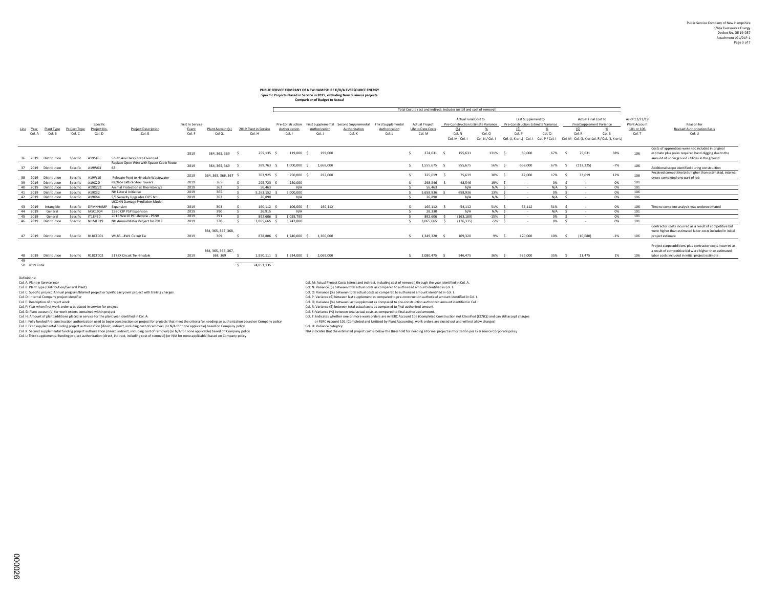**PUBLIC SERVICE COMPANY OF NEW HAMPSHIRE D/B/A EVERSOURCE ENERGY**
**Specific Projects Placed in Service in 2019, excluding New Business projects**
**Comparison of Budget to Actual**

| Line | Year Col. A | Plant Type Col. B | Project Type Col. C | Specific Project No. Col. D | Project Description Col. E | First In Service Event Col. F | Plant Account(s) Col G. | 2019 Plant in Service Col. H | Pre-Construction Authorization Col. I | First Supplemental Authorization Col. J | Second Supplemental Authorization Col. K | Third Supplemental Authorization Col. L | Actual Project Life to Date Costs Col. M | Actual Final Cost to Pre-Construction Estimate Variance ($) Col. N (Col. M - Col. I) | Actual Final Cost to Pre-Construction Estimate Variance % Col. O (Col. N / Col. I) | Last Supplement to Pre-Construction Estimate Variance ($) Col. P (Col. (J, K or L) - Col. I) | Last Supplement to Pre-Construction Estimate Variance % Col. Q (Col. P / Col. I) | Actual Final Cost to Final Supplement Variance ($) Col. R (Col. M - Col. (J, K or Col. L)) | Actual Final Cost to Final Supplement Variance % Col. S (Col. R / Col. (J, K or L)) | As of 12/31/19 Plant Account 101 or 106 Col. T | Reason for Revised Authorization Basis Col. U |
|---|---|---|---|---|---|---|---|---|---|---|---|---|---|---|---|---|---|---|---|---|---|
| 36 | 2019 | Distribution | Specific | A19S46 | South Ave Derry Step Overload | 2019 | 364, 365, 369 | $ 255,135 | $ 119,000 | $ 199,000 | | | $ 274,631 | $ 155,631 | 131% | $ 80,000 | 67% | $ 75,631 | 38% | 106 | Costs of apprentices were not included in original estimate plus poles required hand digging due to the amount of underground utilities in the ground. |
| 37 | 2019 | Distribution | Specific | A19W03 | Replace Open Wire with Spacer Cable Route 63 | 2019 | 364, 365, 369 | $ 289,763 | $ 1,000,000 | $ 1,668,000 | | | $ 1,555,675 | $ 555,675 | 56% | $ 668,000 | 67% | $ (112,325) | -7% | 106 | Additional scope identified during construction |
| 38 | 2019 | Distribution | Specific | A19W10 | Relocate Feed to Hinsdale Wastewater | 2019 | 364, 365, 366, 367 | $ 303,925 | $ 250,000 | $ 292,000 | | | $ 325,619 | $ 75,619 | 30% | $ 42,000 | 17% | $ 33,619 | 12% | 106 | Received competitive bids higher than estimated, internal crews completed one part of job |
| 39 | 2019 | Distribution | Specific | A19X20 | Replace Lattice Steel Towers | 2019 | 365 | $ 205,723 | $ 250,000 | | | | $ 298,546 | $ 48,546 | 19% | $ - | 0% | $ - | 0% | 101 | |
| 40 | 2019 | Distribution | Specific | A19X221 | Animal Protection at Thornton S/S | 2019 | 362 | $ 56,463 | N/A | | | | $ 56,463 | N/A | N/A | $ - | N/A | $ - | 0% | 101 | |
| 41 | 2019 | Distribution | Specific | A19X32 | NH Lateral Initiative | 2019 | 365 | $ 5,263,152 | $ 5,000,000 | | | | $ 5,658,936 | $ 658,936 | 13% | $ - | 0% | $ - | 0% | 106 | |
| 42 | 2019 | Distribution | Specific | A19X64 | S/S Security Upgrades CIPS NH | 2019 | 362 | $ 26,890 | N/A | | | | $ 26,890 | N/A | N/A | $ - | N/A | $ - | 0% | 106 | |
| 43 | 2019 | Intangible | Specific | DPMNHAMP | UCONN Damage Prediction Model Expansion | 2019 | 303 | $ 160,112 | $ 106,000 | $ 160,112 | | | $ 160,112 | $ 54,112 | 51% | $ 54,112 | 51% | $ - | 0% | 106 | Time to complete analysis was underestimated |
| 44 | 2019 | General | Specific | IASC1904 | 1580 CIP PSP Expansion | 2019 | 390 | $ 26,915 | N/A | | | | $ 28,330 | N/A | N/A | $ - | N/A | $ - | 0% | 101 | |
| 45 | 2019 | General | Specific | IT18450 | 2018 Win10 PC Lifecycle - PSNH | 2019 | 391 | $ 892,606 | $ 1,055,795 | | | | $ 892,606 | $ (163,189) | -15% | $ - | 0% | $ - | 0% | 101 | |
| 46 | 2019 | Distribution | Specific | NHMTR19 | NH Annual Meter Project for 2019 | 2019 | 370 | $ 3,065,665 | $ 3,242,000 | | | | $ 3,065,665 | $ (176,335) | -5% | $ - | 0% | $ - | 0% | 101 | |
| 47 | 2019 | Distribution | Specific | R18CTC01 | W185 - 4W1 Circuit Tie | 2019 | 364, 365, 367, 368, 369 | $ 878,806 | $ 1,240,000 | $ 1,360,000 | | | $ 1,349,320 | $ 109,320 | 9% | $ 120,000 | 10% | $ (10,680) | -1% | 106 | Contractor costs incurred as a result of competitive bid were higher than estimated labor costs included in initial project estimate |
| 48 | 2019 | Distribution | Specific | R18CTC02 | 3178X Circuit Tie Hinsdale | 2019 | 364, 365, 367, 368, 369 | $ 1,950,111 | $ 1,534,000 | $ 2,069,000 | | | $ 2,080,475 | $ 546,475 | 36% | $ 535,000 | 35% | $ 11,475 | 1% | 106 | Project scope additions plus contractor costs incurred as a result of competitive bid were higher than estimated labor costs included in initial project estimate |
| 49 | | | | | | | | | | | | | | | | | | | | | |
| 50 | 2019 Total | | | | | | | $ 74,851,135 | | | | | | | | | | | | | |

Note: Columns I through S are Total Cost (direct and indirect, includes install and cost of removal).

Definitions:
Col. A: Plant in Service Year
Col. B: Plant Type (Distribution/General Plant)
Col. C: Specific project, Annual program/blanket project or Speific carryover project with trailing charges
Col. D: Internal Company project identifier
Col. E: Description of project work
Col. F: Year when first work order was placed in service for project
Col. G: Plant account(s) for work orders contained within project
Col. H: Amount of plant additions placed in service for the plant year identified in Col. A.
Col. I: Fully funded Pre-construction authorization used to begin construction on project for projects that meet the criteria for needing an authorization based on Company policy
Col. J: First supplemental funding project authorization (direct, indirect, including cost of removal) (or N/A for none applicable) based on Company policy
Col. K: Second supplemental funding project authorization (direct, indirect, including cost of removal) (or N/A for none applicable) based on Company policy
Col. L: Third supplemental funding project authorization (direct, indirect, including cost of removal) (or N/A for none applicable) based on Company policy
Col. M: Actual Project Costs (direct and indirect, including cost of removal) through the year identified in Col. A.
Col. N: Variance ($) between total actual costs as compared to authorized amount identified in Col. I.
Col. O: Variance (%) between total actual costs as compared to authorized amount identified in Col. I.
Col. P: Variance ($) between last supplement as compared to pre-construction authorized amount identified in Col. I.
Col. Q: Variance (%) between last supplement as compared to pre-construction authorized amount identified in Col. I.
Col. R: Variance ($) between total actual costs as compared to final authorized amount.
Col. S: Variance (%) between total actual costs as compared to final authorized amount.
Col. T: Indicates whether one or more work orders are in FERC Account 106 (Completed Construction not Classified (CCNC)) and can still accept charges or FERC Account 101 (Completed and Unitized by Plant Accounting, work orders are closed out and will not allow charges)
Col. U: Variance category
N/A indicates that the estimated project cost is below the threshold for needing a formal project authorization per Eversource Corporate policy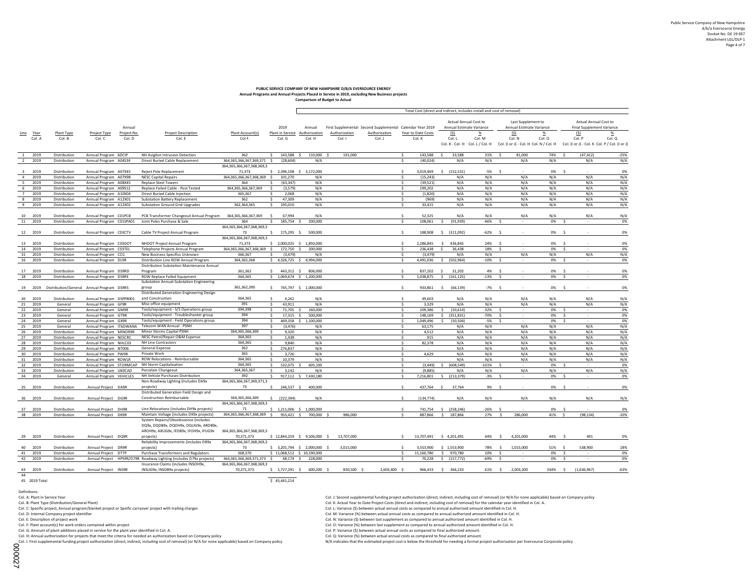Public Service Company of New Hampshire
d/b/a Eversource Energy
Docket No. DE 19-057
Attachment LGL/DLP-1

**PUBLIC SERVICE COMPANY OF NEW HAMPSHIRE D/B/A EVERSOURCE ENERGY**
**Annual Programs and Annual Projects Placed in Service in 2019, excluding New Business projects**
**Comparison of Budget to Actual**

| Line | Year | Plant Type | Project Type | Annual Project No. | Project Description | Plant Account(s) | 2019 Plant in Service | Annual Authorization | First Supplemental Authorization | Second Supplemental Authorization | Calendar Year 2019 Year to Date Costs | Actual Annual Cost to Annual Estimate Variance ($) | Actual Annual Cost to Annual Estimate Variance (%) | Last Supplement to Annual Estimate Variance ($) | Last Supplement to Annual Estimate Variance (%) | Actual Annual Cost to Final Supplement Variance ($) | Actual Annual Cost to Final Supplement Variance (%) |
|---|---|---|---|---|---|---|---|---|---|---|---|---|---|---|---|---|---|
| | Col. A | Col. B | Col. C | Col. D | Col. E | Col. F | Col. G | Col. H | Col. I | Col. J | Col. K | Col. L<br>Col. K - Col. H | Col. M<br>Col. L / Col. H | Col. N<br>Col. (I or J) - Col. H | Col. O<br>Col. N / Col. H | Col. P<br>Col. (I or J) - Col. K | Col. Q<br>Col. P / Col. (I or J) |
| 1 | 2019 | Distribution | Annual Program | 6DCIP | NH Avigilon Intrusion Detection | 362 | $ 143,588 | $ 110,000 | $ 191,000 | | $ 143,588 | $ 33,588 | 31% | $ 81,000 | 74% | $ (47,412) | -25% |
| 2 | 2019 | Distribution | Annual Program | A04S34 | Direct Buried Cable Replacement | 364,365,366,367,369,371 | $ (28,604) | N/A | | | $ (40,024) | N/A | N/A | N/A | N/A | N/A | N/A |
| 3 | 2019 | Distribution | Annual Program | A07X45 | Reject Pole Replacement | 364,365,366,367,368,369,371,373 | $ 2,396,108 | $ 3,172,000 | | | $ 3,019,469 | $ (152,531) | -5% | $ - | 0% | $ - | 0% |
| 4 | 2019 | Distribution | Annual Program | A07X98 | NESC Capital Repairs | 364,365,366,367,368,369 | $ 101,270 | N/A | | | $ (15,243) | N/A | N/A | N/A | N/A | N/A | N/A |
| 5 | 2019 | Distribution | Annual Program | A08X45 | Replace Steel Towers | 364 | $ (43,347) | N/A | | | $ (39,521) | N/A | N/A | N/A | N/A | N/A | N/A |
| 6 | 2019 | Distribution | Annual Program | A09S12 | Replace Failed Cable - Post Tested | 364,365,366,367,369 | $ (3,579) | N/A | | | $ 199,202 | N/A | N/A | N/A | N/A | N/A | N/A |
| 7 | 2019 | Distribution | Annual Program | A10X04 | Direct Buried Cable Injection | 365,367 | $ 2,068 | N/A | | | $ (1,820) | N/A | N/A | N/A | N/A | N/A | N/A |
| 8 | 2019 | Distribution | Annual Program | A12X01 | Substation Battery Replacement | 362 | $ 47,309 | N/A | | | $ (969) | N/A | N/A | N/A | N/A | N/A | N/A |
| 9 | 2019 | Distribution | Annual Program | A12X02 | Substation Ground Grid Upgrades | 362,364,365 | $ 195,010 | N/A | | | $ 33,415 | N/A | N/A | N/A | N/A | N/A | N/A |
| 10 | 2019 | Distribution | Annual Program | C01PCB | PCB Transformer Changeout Annual Program | 364,365,366,367,369 | $ 67,994 | N/A | | | $ 52,325 | N/A | N/A | N/A | N/A | N/A | N/A |
| 11 | 2019 | Distribution | Annual Program | C01SPA01 | Joint Poles Purchase & Sale | 364 | $ 185,754 | $ 200,000 | | | $ 108,061 | $ (91,939) | -46% | $ - | 0% | $ - | 0% |
| 12 | 2019 | Distribution | Annual Program | C03CTV | Cable TV Project Annual Program | 364,365,366,367,368,369,373 | $ 175,295 | $ 500,000 | | | $ 188,908 | $ (311,092) | -62% | $ - | 0% | $ - | 0% |
| 13 | 2019 | Distribution | Annual Program | C03DOT | NHDOT Project Annual Program | 364,365,366,367,368,369,371,373 | $ 2,000,025 | $ 1,850,000 | | | $ 2,286,845 | $ 436,845 | 24% | $ - | 0% | $ - | 0% |
| 14 | 2019 | Distribution | Annual Program | C03TEL | Telephone Projects Annual Program | 364,365,366,367,368,369 | $ 172,750 | $ 200,000 | | | $ 236,438 | $ 36,438 | 18% | $ - | 0% | $ - | 0% |
| 15 | 2019 | Distribution | Annual Program | CO1 | New Business Specifics Unknown | 366,367 | $ (3,479) | N/A | | | $ (3,479) | N/A | N/A | N/A | N/A | N/A | N/A |
| 16 | 2019 | Distribution | Annual Program | DL9R | Distribution Line ROW Annual Program | 364,365,368 | $ 4,326,725 | $ 4,994,000 | | | $ 4,491,036 | $ (502,964) | -10% | $ - | 0% | $ - | 0% |
| 17 | 2019 | Distribution | Annual Program | DS9RD | Distribution Substation Maintenance Annual Program | 361,362 | $ 443,312 | $ 806,000 | | | $ 837,202 | $ 31,202 | 4% | $ - | 0% | $ - | 0% |
| 18 | 2019 | Distribution | Annual Program | DS9RE | ROW Replace Failed Equipment | 364,365 | $ 1,069,674 | $ 1,200,000 | | | $ 1,038,875 | $ (161,125) | -13% | $ - | 0% | $ - | 0% |
| 19 | 2019 | Distribution/General | Annual Program | DS9RS | Substation Annual-Substation Engineering group | 361,362,390 | $ 745,797 | $ 1,000,000 | | | $ 933,861 | $ (66,139) | -7% | $ - | 0% | $ - | 0% |
| 20 | 2019 | Distribution | Annual Program | DSPP8001 | Distributed Generation Engineering Design and Construction | 364,365 | $ 4,262 | N/A | | | $ 49,603 | N/A | N/A | N/A | N/A | N/A | N/A |
| 21 | 2019 | General | Annual Program | GF9R | Misc office equipment | 391 | $ 43,911 | N/A | | | $ 3,329 | N/A | N/A | N/A | N/A | N/A | N/A |
| 22 | 2019 | General | Annual Program | GM9R | Tools/equipment - S/S Operations group | 394,398 | $ 71,705 | $ 160,000 | | | $ 109,386 | $ (50,614) | -32% | $ - | 0% | $ - | 0% |
| 23 | 2019 | General | Annual Program | GT9R | Tools/equipment - Troubleshooter group | 394 | $ 17,315 | $ 500,000 | | | $ 148,169 | $ (351,831) | -70% | $ - | 0% | $ - | 0% |
| 24 | 2019 | General | Annual Program | GX9R | Tools/equipment - Field Operations group | 394 | $ 469,358 | $ 1,100,000 | | | $ 1,049,496 | $ (50,504) | -5% | $ - | 0% | $ - | 0% |
| 25 | 2019 | General | Annual Program | IT6DWANA | Telecom WAN Annual - PSNH | 397 | $ (3,476) | N/A | | | $ 63,175 | N/A | N/A | N/A | N/A | N/A | N/A |
| 26 | 2019 | Distribution | Annual Program | MINOR9R | Minor Storms Capital PSNH | 364,365,366,369 | $ 9,320 | N/A | | | $ 4,512 | N/A | N/A | N/A | N/A | N/A | N/A |
| 27 | 2019 | Distribution | Annual Program | NESCRC | NESC Patrol/Repair O&M Expense | 364,365 | $ 1,438 | N/A | | | $ 915 | N/A | N/A | N/A | N/A | N/A | N/A |
| 28 | 2019 | Distribution | Annual Program | NHLC03 | NH Line Contractors | 364,365 | $ 9,840 | N/A | | | $ 82,378 | N/A | N/A | N/A | N/A | N/A | N/A |
| 29 | 2019 | Distribution | Annual Program | NT006 | General Expense | 362 | $ 276,837 | N/A | | | $ - | N/A | N/A | N/A | N/A | N/A | N/A |
| 30 | 2019 | Distribution | Annual Program | PW9R | Private Work | 365 | $ 3,726 | N/A | | | $ 4,629 | N/A | N/A | N/A | N/A | N/A | N/A |
| 31 | 2019 | Distribution | Annual Program | ROWLR | ROW Relocations - Reimbursable | 364,365 | $ 10,379 | N/A | | | $ - | N/A | N/A | N/A | N/A | N/A | N/A |
| 32 | 2019 | Distribution | Annual Program | STORMCAP | NH Storm Capitalization | 364,365 | $ 532,075 | $ 605,100 | | | $ (3,449) | $ (608,549) | -101% | $ - | 0% | $ - | 0% |
| 33 | 2019 | Distribution | Annual Program | UB3CAD | Porcelain Changeout | 364,365,367 | $ 3,142 | N/A | | | $ (9,885) | N/A | N/A | N/A | N/A | N/A | N/A |
| 34 | 2019 | General | Annual Program | VEHICLES | NH Vehicle Purchases Distribution | 392 | $ 917,112 | $ 7,430,180 | | | $ 7,216,801 | $ (213,379) | -3% | $ - | 0% | $ - | 0% |
| 35 | 2019 | Distribution | Annual Project | DA9R | Non-Roadway Lighting (includes DA9x projects) | 364,365,366,367,369,371,373 | $ 246,537 | $ 400,000 | | | $ 437,764 | $ 37,764 | 9% | $ - | 0% | $ - | 0% |
| 36 | 2019 | Distribution | Annual Project | DG9R | Distributed Generation Field Design and Construction Reimbursable | 364,365,366,369 | $ (222,394) | N/A | | | $ (134,774) | N/A | N/A | N/A | N/A | N/A | N/A |
| 37 | 2019 | Distribution | Annual Project | DH9R | Line Relocations (includes DH9x projects) | 364,365,366,367,368,369,371 | $ 1,211,006 | $ 1,000,000 | | | $ 741,754 | $ (258,246) | -26% | $ - | 0% | $ - | 0% |
| 38 | 2019 | Distribution | Annual Project | DK9R | Maintain Voltage (includes DK9x projects) | 364,365,366,367,368,369 | $ 955,421 | $ 700,000 | $ 986,000 | | $ 887,866 | $ 187,866 | 27% | $ 286,000 | 41% | $ (98,134) | -10% |
| 39 | 2019 | Distribution | Annual Project | DQ9R | System Repairs/Obsolescence (includes DQ9x, DQDB9x, DQOH9x, DQUG9x, ARDB9x, AROH9x, ARUG9x, IFDB9x, IFOH9x, IFUG9x projects) | 364,365,366,367,368,369,370,371,373 | $ 12,844,259 | $ 9,506,000 | $ 13,707,000 | | $ 13,707,491 | $ 4,201,491 | 44% | $ 4,201,000 | 44% | $ 491 | 0% |
| 40 | 2019 | Distribution | Annual Project | DR9R | Reliability Improvements (includes DR9x projects) | 364,365,366,367,368,369,373 | $ 3,201,794 | $ 2,000,000 | $ 3,015,000 | | $ 3,553,900 | $ 1,553,900 | 78% | $ 1,015,000 | 51% | $ 538,900 | 18% |
| 41 | 2019 | Distribution | Annual Project | DT7P | Purchase Transformers and Regulators | 368,370 | $ 11,068,512 | $ 10,190,000 | | | $ 11,160,780 | $ 970,780 | 10% | $ - | 0% | $ - | 0% |
| 42 | 2019 | Distribution | Annual Project | HPS9R/D79R | Roadway Lighting (includes D79x projects) | 364,365,366,369,371,373 | $ 48,174 | $ 228,000 | | | $ 70,228 | $ (157,772) | -69% | $ - | 0% | $ - | 0% |
| 43 | 2019 | Distribution | Annual Project | INS9R | Insurance Claims (includes INSOH9x, INSUG9x, INSDB9x projects) | 364,365,366,367,368,369,370,371,373 | $ 1,727,291 | $ 600,200 | $ 830,500 | $ 2,603,400 | $ 966,433 | $ 366,233 | 61% | $ 2,003,200 | 334% | $ (1,636,967) | -63% |
| 44 | | | | | | | | | | | | | | | | | |
| 45 | 2019 Total | | | | | | $ 45,441,214 | | | | | | | | | | |

Note: Columns I through Q fall under "Total Cost (direct and indirect, includes install and cost of removal)".

Definitions:

Col. A: Plant in Service Year
Col. B: Plant Type (Distribution/General Plant)
Col. C: Specific project, Annual program/blanket project or Speific carryover project with trailing charges
Col. D: Internal Company project identifier
Col. E: Description of project work
Col. F: Plant account(s) for work orders contained within project
Col. G: Amount of plant additions placed in service for the plant year identified in Col. A.
Col. H: Annual authorization for projects that meet the criteria for needed an authorization based on Company policy
Col. I: First supplemental funding project authorization (direct, indirect, including cost of removal) (or N/A for none applicable) based on Company policy
Col. J: Second supplemental funding project authorization (direct, indirect, including cost of removal) (or N/A for none applicable) based on Company policy
Col. K: Actual Year to Date Project Costs (direct and indirect, including cost of removal) for the calendar year identified in Col. A.
Col. L: Variance ($) between actual annual costs as compared to annual authorized amount identified in Col. H.
Col. M: Variance (%) between actual annual costs as compared to annual authorized amount identified in Col. H.
Col. N: Variance ($) between last supplement as compared to annual authorized amount identified in Col. H.
Col. O: Variance (%) between last supplement as compared to annual authorized amount identified in Col. H.
Col. P: Variance ($) between actual annual costs as compared to final authorized amount.
Col. Q: Variance (%) between actual annual costs as compared to final authorized amount.
N/A indicates that the estimated project cost is below the threshold for needing a formal project authorization per Eversource Corporate policy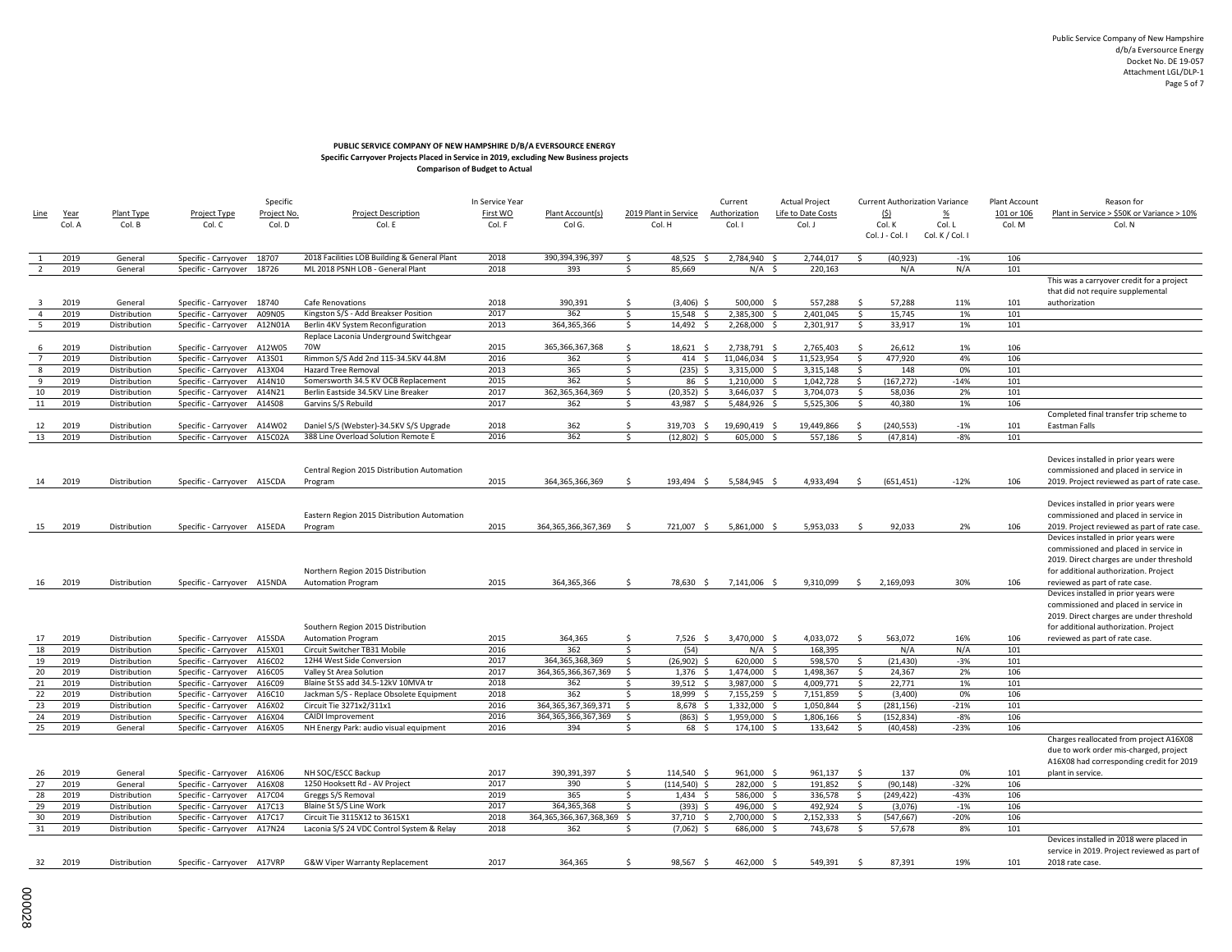Public Service Company of New Hampshire
d/b/a Eversource Energy
Docket No. DE 19-057
Attachment LGL/DLP-1

**PUBLIC SERVICE COMPANY OF NEW HAMPSHIRE D/B/A EVERSOURCE ENERGY**
**Specific Carryover Projects Placed in Service in 2019, excluding New Business projects**
**Comparison of Budget to Actual**

| Line | Year Col. A | Plant Type Col. B | Project Type Col. C | Specific Project No. Col. D | Project Description Col. E | In Service Year First WO Col. F | Plant Account(s) Col G. | 2019 Plant in Service Col. H | Current Authorization Col. I | Actual Project Life to Date Costs Col. J | Current Authorization Variance ($) Col. K Col. J - Col. I | % Col. L Col. K / Col. I | Plant Account 101 or 106 Col. M | Reason for Plant in Service > $50K or Variance > 10% Col. N |
|---|---|---|---|---|---|---|---|---|---|---|---|---|---|---|
| 1 | 2019 | General | Specific - Carryover | 18707 | 2018 Facilities LOB Building & General Plant | 2018 | 390,394,396,397 | $ 48,525 | $ 2,784,940 | $ 2,744,017 | $ (40,923) | -1% | 106 | |
| 2 | 2019 | General | Specific - Carryover | 18726 | ML 2018 PSNH LOB - General Plant | 2018 | 393 | $ 85,669 | N/A | $ 220,163 | N/A | N/A | 101 | |
| 3 | 2019 | General | Specific - Carryover | 18740 | Cafe Renovations | 2018 | 390,391 | $ (3,406) | $ 500,000 | $ 557,288 | $ 57,288 | 11% | 101 | This was a carryover credit for a project that did not require supplemental authorization |
| 4 | 2019 | Distribution | Specific - Carryover | A09N05 | Kingston S/S - Add Breakser Position | 2017 | 362 | $ 15,548 | $ 2,385,300 | $ 2,401,045 | $ 15,745 | 1% | 101 | |
| 5 | 2019 | Distribution | Specific - Carryover | A12N01A | Berlin 4KV System Reconfiguration | 2013 | 364,365,366 | $ 14,492 | $ 2,268,000 | $ 2,301,917 | $ 33,917 | 1% | 101 | |
| 6 | 2019 | Distribution | Specific - Carryover | A12W05 | Replace Laconia Underground Switchgear 70W | 2015 | 365,366,367,368 | $ 18,621 | $ 2,738,791 | $ 2,765,403 | $ 26,612 | 1% | 106 | |
| 7 | 2019 | Distribution | Specific - Carryover | A13S01 | Rimmon S/S Add 2nd 115-34.5KV 44.8M | 2016 | 362 | $ 414 | $ 11,046,034 | $ 11,523,954 | $ 477,920 | 4% | 106 | |
| 8 | 2019 | Distribution | Specific - Carryover | A13X04 | Hazard Tree Removal | 2013 | 365 | $ (235) | $ 3,315,000 | $ 3,315,148 | $ 148 | 0% | 101 | |
| 9 | 2019 | Distribution | Specific - Carryover | A14N10 | Somersworth 34.5 KV OCB Replacement | 2015 | 362 | $ 86 | $ 1,210,000 | $ 1,042,728 | $ (167,272) | -14% | 101 | |
| 10 | 2019 | Distribution | Specific - Carryover | A14N21 | Berlin Eastside 34.5KV Line Breaker | 2017 | 362,365,364,369 | $ (20,352) | $ 3,646,037 | $ 3,704,073 | $ 58,036 | 2% | 101 | |
| 11 | 2019 | Distribution | Specific - Carryover | A14S08 | Garvins S/S Rebuild | 2017 | 362 | $ 43,987 | $ 5,484,926 | $ 5,525,306 | $ 40,380 | 1% | 106 | |
| 12 | 2019 | Distribution | Specific - Carryover | A14W02 | Daniel S/S (Webster)-34.5KV S/S Upgrade | 2018 | 362 | $ 319,703 | $ 19,690,419 | $ 19,449,866 | $ (240,553) | -1% | 101 | Completed final transfer trip scheme to Eastman Falls |
| 13 | 2019 | Distribution | Specific - Carryover | A15C02A | 388 Line Overload Solution Remote E | 2016 | 362 | $ (12,802) | $ 605,000 | $ 557,186 | $ (47,814) | -8% | 101 | |
| 14 | 2019 | Distribution | Specific - Carryover | A15CDA | Central Region 2015 Distribution Automation Program | 2015 | 364,365,366,369 | $ 193,494 | $ 5,584,945 | $ 4,933,494 | $ (651,451) | -12% | 106 | Devices installed in prior years were commissioned and placed in service in 2019. Project reviewed as part of rate case. |
| 15 | 2019 | Distribution | Specific - Carryover | A15EDA | Eastern Region 2015 Distribution Automation Program | 2015 | 364,365,366,367,369 | $ 721,007 | $ 5,861,000 | $ 5,953,033 | $ 92,033 | 2% | 106 | Devices installed in prior years were commissioned and placed in service in 2019. Project reviewed as part of rate case. |
| 16 | 2019 | Distribution | Specific - Carryover | A15NDA | Northern Region 2015 Distribution Automation Program | 2015 | 364,365,366 | $ 78,630 | $ 7,141,006 | $ 9,310,099 | $ 2,169,093 | 30% | 106 | Devices installed in prior years were commissioned and placed in service in 2019. Direct charges are under threshold for additional authorization. Project reviewed as part of rate case. |
| 17 | 2019 | Distribution | Specific - Carryover | A15SDA | Southern Region 2015 Distribution Automation Program | 2015 | 364,365 | $ 7,526 | $ 3,470,000 | $ 4,033,072 | $ 563,072 | 16% | 106 | Devices installed in prior years were commissioned and placed in service in 2019. Direct charges are under threshold for additional authorization. Project reviewed as part of rate case. |
| 18 | 2019 | Distribution | Specific - Carryover | A15X01 | Circuit Switcher TB31 Mobile | 2016 | 362 | $ (54) | N/A | $ 168,395 | N/A | N/A | 101 | |
| 19 | 2019 | Distribution | Specific - Carryover | A16C02 | 12H4 West Side Conversion | 2017 | 364,365,368,369 | $ (26,902) | $ 620,000 | $ 598,570 | $ (21,430) | -3% | 101 | |
| 20 | 2019 | Distribution | Specific - Carryover | A16C05 | Valley St Area Solution | 2017 | 364,365,366,367,369 | $ 1,376 | $ 1,474,000 | $ 1,498,367 | $ 24,367 | 2% | 106 | |
| 21 | 2019 | Distribution | Specific - Carryover | A16C09 | Blaine St SS add 34.5-12kV 10MVA tr | 2018 | 362 | $ 39,512 | $ 3,987,000 | $ 4,009,771 | $ 22,771 | 1% | 101 | |
| 22 | 2019 | Distribution | Specific - Carryover | A16C10 | Jackman S/S - Replace Obsolete Equipment | 2018 | 362 | $ 18,999 | $ 7,155,259 | $ 7,151,859 | $ (3,400) | 0% | 106 | |
| 23 | 2019 | Distribution | Specific - Carryover | A16X02 | Circuit Tie 3271x2/311x1 | 2016 | 364,365,367,369,371 | $ 8,678 | $ 1,332,000 | $ 1,050,844 | $ (281,156) | -21% | 101 | |
| 24 | 2019 | Distribution | Specific - Carryover | A16X04 | CAIDI Improvement | 2016 | 364,365,366,367,369 | $ (863) | $ 1,959,000 | $ 1,806,166 | $ (152,834) | -8% | 106 | |
| 25 | 2019 | General | Specific - Carryover | A16X05 | NH Energy Park: audio visual equipment | 2016 | 394 | $ 68 | $ 174,100 | $ 133,642 | $ (40,458) | -23% | 106 | |
| 26 | 2019 | General | Specific - Carryover | A16X06 | NH SOC/ESCC Backup | 2017 | 390,391,397 | $ 114,540 | $ 961,000 | $ 961,137 | $ 137 | 0% | 101 | Charges reallocated from project A16X08 due to work order mis-charged, project A16X08 had corresponding credit for 2019 plant in service. |
| 27 | 2019 | General | Specific - Carryover | A16X08 | 1250 Hooksett Rd - AV Project | 2017 | 390 | $ (114,540) | $ 282,000 | $ 191,852 | $ (90,148) | -32% | 106 | |
| 28 | 2019 | Distribution | Specific - Carryover | A17C04 | Greggs S/S Removal | 2019 | 365 | $ 1,434 | $ 586,000 | $ 336,578 | $ (249,422) | -43% | 106 | |
| 29 | 2019 | Distribution | Specific - Carryover | A17C13 | Blaine St S/S Line Work | 2017 | 364,365,368 | $ (393) | $ 496,000 | $ 492,924 | $ (3,076) | -1% | 106 | |
| 30 | 2019 | Distribution | Specific - Carryover | A17C17 | Circuit Tie 3115X12 to 3615X1 | 2018 | 364,365,366,367,368,369 | $ 37,710 | $ 2,700,000 | $ 2,152,333 | $ (547,667) | -20% | 106 | |
| 31 | 2019 | Distribution | Specific - Carryover | A17N24 | Laconia S/S 24 VDC Control System & Relay | 2018 | 362 | $ (7,062) | $ 686,000 | $ 743,678 | $ 57,678 | 8% | 101 | |
| 32 | 2019 | Distribution | Specific - Carryover | A17VRP | G&W Viper Warranty Replacement | 2017 | 364,365 | $ 98,567 | $ 462,000 | $ 549,391 | $ 87,391 | 19% | 101 | Devices installed in 2018 were placed in service in 2019. Project reviewed as part of 2018 rate case. |

000028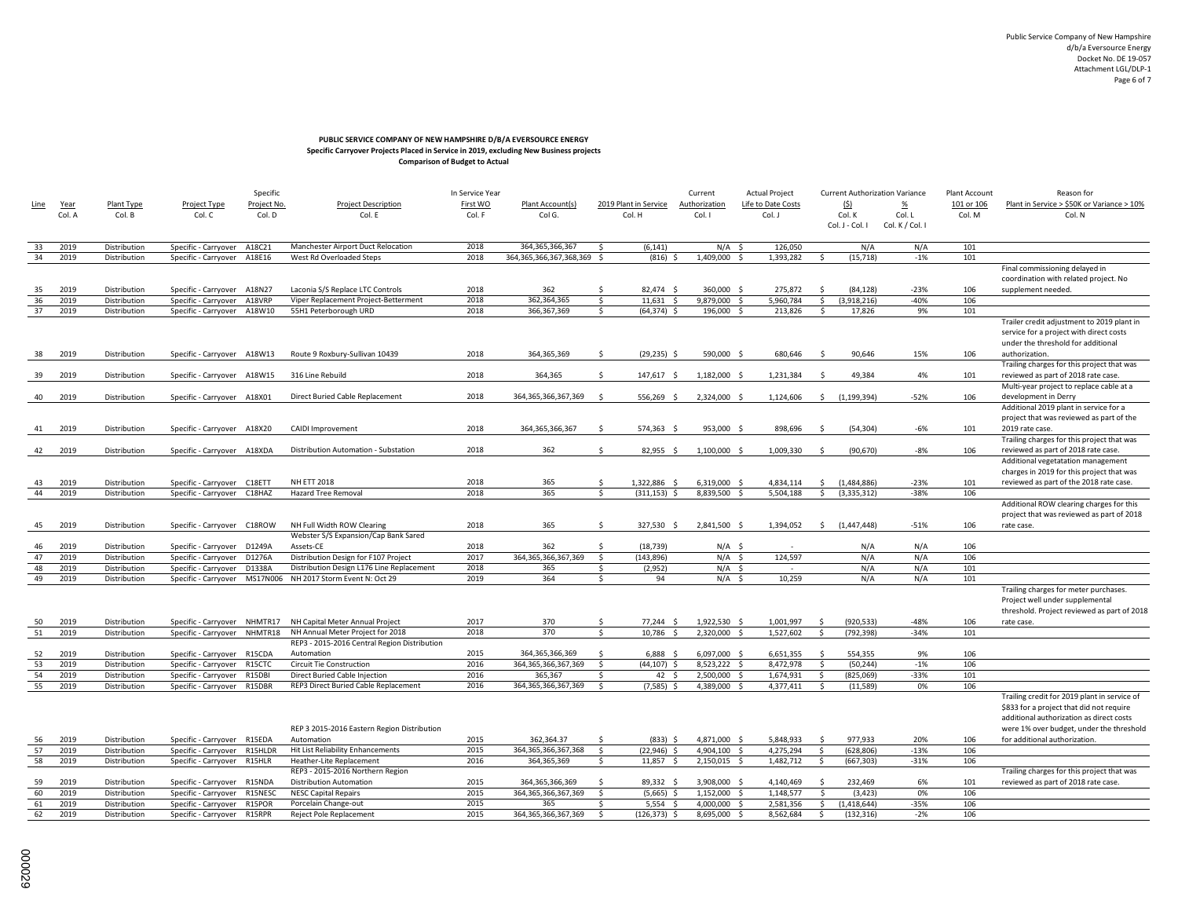Public Service Company of New Hampshire
d/b/a Eversource Energy
Docket No. DE 19-057
Attachment LGL/DLP-1

**PUBLIC SERVICE COMPANY OF NEW HAMPSHIRE D/B/A EVERSOURCE ENERGY**
**Specific Carryover Projects Placed in Service in 2019, excluding New Business projects**
**Comparison of Budget to Actual**

| Line | Year Col. A | Plant Type Col. B | Project Type Col. C | Specific Project No. Col. D | Project Description Col. E | In Service Year First WO Col. F | Plant Account(s) Col G. | 2019 Plant in Service Col. H | Current Authorization Col. I | Actual Project Life to Date Costs Col. J | Current Authorization Variance ($) Col. K Col. J - Col. I | Current Authorization Variance % Col. L Col. K / Col. I | Plant Account 101 or 106 Col. M | Reason for Plant in Service > $50K or Variance > 10% Col. N |
|---|---|---|---|---|---|---|---|---|---|---|---|---|---|---|
| 33 | 2019 | Distribution | Specific - Carryover | A18C21 | Manchester Airport Duct Relocation | 2018 | 364,365,366,367 | $ (6,141) | N/A | $ 126,050 | N/A | N/A | 101 | |
| 34 | 2019 | Distribution | Specific - Carryover | A18E16 | West Rd Overloaded Steps | 2018 | 364,365,366,367,368,369 | $ (816) | $ 1,409,000 | $ 1,393,282 | $ (15,718) | -1% | 101 | |
| 35 | 2019 | Distribution | Specific - Carryover | A18N27 | Laconia S/S Replace LTC Controls | 2018 | 362 | $ 82,474 | $ 360,000 | $ 275,872 | $ (84,128) | -23% | 106 | Final commissioning delayed in coordination with related project. No supplement needed. |
| 36 | 2019 | Distribution | Specific - Carryover | A18VRP | Viper Replacement Project-Betterment | 2018 | 362,364,365 | $ 11,631 | $ 9,879,000 | $ 5,960,784 | $ (3,918,216) | -40% | 106 | |
| 37 | 2019 | Distribution | Specific - Carryover | A18W10 | 55H1 Peterborough URD | 2018 | 366,367,369 | $ (64,374) | $ 196,000 | $ 213,826 | $ 17,826 | 9% | 101 | |
| 38 | 2019 | Distribution | Specific - Carryover | A18W13 | Route 9 Roxbury-Sullivan 10439 | 2018 | 364,365,369 | $ (29,235) | $ 590,000 | $ 680,646 | $ 90,646 | 15% | 106 | Trailer credit adjustment to 2019 plant in service for a project with direct costs under the threshold for additional authorization. |
| 39 | 2019 | Distribution | Specific - Carryover | A18W15 | 316 Line Rebuild | 2018 | 364,365 | $ 147,617 | $ 1,182,000 | $ 1,231,384 | $ 49,384 | 4% | 101 | Trailing charges for this project that was reviewed as part of 2018 rate case. |
| 40 | 2019 | Distribution | Specific - Carryover | A18X01 | Direct Buried Cable Replacement | 2018 | 364,365,366,367,369 | $ 556,269 | $ 2,324,000 | $ 1,124,606 | $ (1,199,394) | -52% | 106 | Multi-year project to replace cable at a development in Derry |
| 41 | 2019 | Distribution | Specific - Carryover | A18X20 | CAIDI Improvement | 2018 | 364,365,366,367 | $ 574,363 | $ 953,000 | $ 898,696 | $ (54,304) | -6% | 101 | Additional 2019 plant in service for a project that was reviewed as part of the 2019 rate case. |
| 42 | 2019 | Distribution | Specific - Carryover | A18XDA | Distribution Automation - Substation | 2018 | 362 | $ 82,955 | $ 1,100,000 | $ 1,009,330 | $ (90,670) | -8% | 106 | Trailing charges for this project that was reviewed as part of 2018 rate case. |
| 43 | 2019 | Distribution | Specific - Carryover | C18ETT | NH ETT 2018 | 2018 | 365 | $ 1,322,886 | $ 6,319,000 | $ 4,834,114 | $ (1,484,886) | -23% | 101 | Additional vegetatation management charges in 2019 for this project that was reviewed as part of the 2018 rate case. |
| 44 | 2019 | Distribution | Specific - Carryover | C18HAZ | Hazard Tree Removal | 2018 | 365 | $ (311,153) | $ 8,839,500 | $ 5,504,188 | $ (3,335,312) | -38% | 106 | |
| 45 | 2019 | Distribution | Specific - Carryover | C18ROW | NH Full Width ROW Clearing | 2018 | 365 | $ 327,530 | $ 2,841,500 | $ 1,394,052 | $ (1,447,448) | -51% | 106 | Additional ROW clearing charges for this project that was reviewed as part of 2018 rate case. |
| 46 | 2019 | Distribution | Specific - Carryover | D1249A | Webster S/S Expansion/Cap Bank Sared Assets-CE | 2018 | 362 | $ (18,739) | N/A | - | N/A | N/A | 106 | |
| 47 | 2019 | Distribution | Specific - Carryover | D1276A | Distribution Design for F107 Project | 2017 | 364,365,366,367,369 | $ (143,896) | N/A | $ 124,597 | N/A | N/A | 106 | |
| 48 | 2019 | Distribution | Specific - Carryover | D1338A | Distribution Design L176 Line Replacement | 2018 | 365 | $ (2,952) | N/A | - | N/A | N/A | 101 | |
| 49 | 2019 | Distribution | Specific - Carryover | MS17N006 | NH 2017 Storm Event N: Oct 29 | 2019 | 364 | $ 94 | N/A | $ 10,259 | N/A | N/A | 101 | |
| 50 | 2019 | Distribution | Specific - Carryover | NHMTR17 | NH Capital Meter Annual Project | 2017 | 370 | $ 77,244 | $ 1,922,530 | $ 1,001,997 | $ (920,533) | -48% | 106 | Trailing charges for meter purchases. Project well under supplemental threshold. Project reviewed as part of 2018 rate case. |
| 51 | 2019 | Distribution | Specific - Carryover | NHMTR18 | NH Annual Meter Project for 2018 | 2018 | 370 | $ 10,786 | $ 2,320,000 | $ 1,527,602 | $ (792,398) | -34% | 101 | |
| 52 | 2019 | Distribution | Specific - Carryover | R15CDA | REP3 - 2015-2016 Central Region Distribution Automation | 2015 | 364,365,366,369 | $ 6,888 | $ 6,097,000 | $ 6,651,355 | $ 554,355 | 9% | 106 | |
| 53 | 2019 | Distribution | Specific - Carryover | R15CTC | Circuit Tie Construction | 2016 | 364,365,366,367,369 | $ (44,107) | $ 8,523,222 | $ 8,472,978 | $ (50,244) | -1% | 106 | |
| 54 | 2019 | Distribution | Specific - Carryover | R15DBI | Direct Buried Cable Injection | 2016 | 365,367 | $ 42 | $ 2,500,000 | $ 1,674,931 | $ (825,069) | -33% | 101 | |
| 55 | 2019 | Distribution | Specific - Carryover | R15DBR | REP3 Direct Buried Cable Replacement | 2016 | 364,365,366,367,369 | $ (7,585) | $ 4,389,000 | $ 4,377,411 | $ (11,589) | 0% | 106 | |
| 56 | 2019 | Distribution | Specific - Carryover | R15EDA | REP 3 2015-2016 Eastern Region Distribution Automation | 2015 | 362,364.37 | $ (833) | $ 4,871,000 | $ 5,848,933 | $ 977,933 | 20% | 106 | Trailing credit for 2019 plant in service of $833 for a project that did not require additional authorization as direct costs were 1% over budget, under the threshold for additional authorization. |
| 57 | 2019 | Distribution | Specific - Carryover | R15HLDR | Hit List Reliability Enhancements | 2015 | 364,365,366,367,368 | $ (22,946) | $ 4,904,100 | $ 4,275,294 | $ (628,806) | -13% | 106 | |
| 58 | 2019 | Distribution | Specific - Carryover | R15HLR | Heather-Lite Replacement | 2016 | 364,365,369 | $ 11,857 | $ 2,150,015 | $ 1,482,712 | $ (667,303) | -31% | 106 | |
| 59 | 2019 | Distribution | Specific - Carryover | R15NDA | REP3 - 2015-2016 Northern Region Distribution Automation | 2015 | 364,365,366,369 | $ 89,332 | $ 3,908,000 | $ 4,140,469 | $ 232,469 | 6% | 101 | Trailing charges for this project that was reviewed as part of 2018 rate case. |
| 60 | 2019 | Distribution | Specific - Carryover | R15NESC | NESC Capital Repairs | 2015 | 364,365,366,367,369 | $ (5,665) | $ 1,152,000 | $ 1,148,577 | $ (3,423) | 0% | 106 | |
| 61 | 2019 | Distribution | Specific - Carryover | R15POR | Porcelain Change-out | 2015 | 365 | $ 5,554 | $ 4,000,000 | $ 2,581,356 | $ (1,418,644) | -35% | 106 | |
| 62 | 2019 | Distribution | Specific - Carryover | R15RPR | Reject Pole Replacement | 2015 | 364,365,366,367,369 | $ (126,373) | $ 8,695,000 | $ 8,562,684 | $ (132,316) | -2% | 106 | |

000029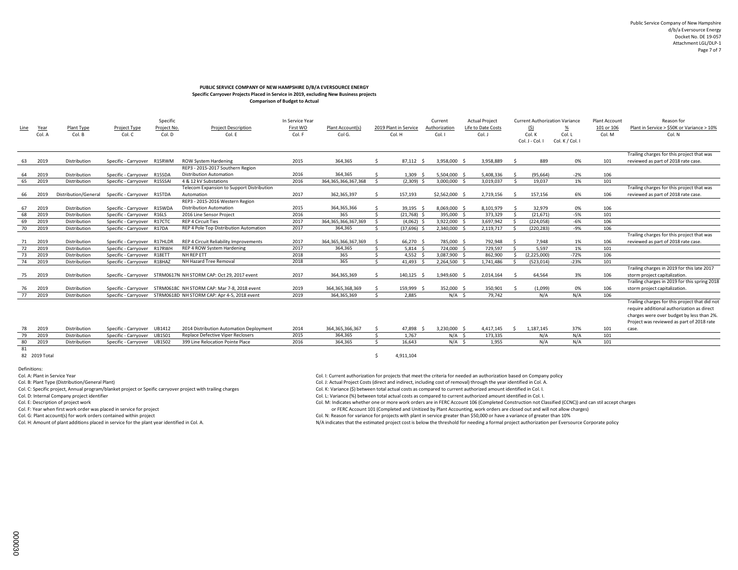Public Service Company of New Hampshire
d/b/a Eversource Energy
Docket No. DE 19-057
Attachment LGL/DLP-1

**PUBLIC SERVICE COMPANY OF NEW HAMPSHIRE D/B/A EVERSOURCE ENERGY**
**Specific Carryover Projects Placed in Service in 2019, excluding New Business projects**
**Comparison of Budget to Actual**

| Line | Year Col. A | Plant Type Col. B | Project Type Col. C | Specific Project No. Col. D | Project Description Col. E | In Service Year First WO Col. F | Plant Account(s) Col G. | 2019 Plant in Service Col. H | Current Authorization Col. I | Actual Project Life to Date Costs Col. J | Current Authorization Variance ($) Col. K Col. J - Col. I | Current Authorization Variance % Col. L Col. K / Col. I | Plant Account 101 or 106 Col. M | Reason for Plant in Service > $50K or Variance > 10% Col. N |
|---|---|---|---|---|---|---|---|---|---|---|---|---|---|---|
| 63 | 2019 | Distribution | Specific - Carryover | R15RWM | ROW System Hardening | 2015 | 364,365 | $ 87,112 | $ 3,958,000 | $ 3,958,889 | $ 889 | 0% | 101 | Trailing charges for this project that was reviewed as part of 2018 rate case. |
| 64 | 2019 | Distribution | Specific - Carryover | R15SDA | REP3 - 2015-2017 Southern Region Distribution Automation | 2016 | 364,365 | $ 1,309 | $ 5,504,000 | $ 5,408,336 | $ (95,664) | -2% | 106 | |
| 65 | 2019 | Distribution | Specific - Carryover | R15SSAI | 4 & 12 kV Substations | 2016 | 364,365,366,367,368 | $ (2,309) | $ 3,000,000 | $ 3,019,037 | $ 19,037 | 1% | 101 | |
| 66 | 2019 | Distribution/General | Specific - Carryover | R15TDA | Telecom Expansion to Support Distribution Automation | 2017 | 362,365,397 | $ 157,193 | $2,562,000 | $ 2,719,156 | $ 157,156 | 6% | 106 | Trailing charges for this project that was reviewed as part of 2018 rate case. |
| 67 | 2019 | Distribution | Specific - Carryover | R15WDA | REP3 - 2015-2016 Western Region Distribution Automation | 2015 | 364,365,366 | $ 39,195 | $ 8,069,000 | $ 8,101,979 | $ 32,979 | 0% | 106 | |
| 68 | 2019 | Distribution | Specific - Carryover | R16LS | 2016 Line Sensor Project | 2016 | 365 | $ (21,768) | $ 395,000 | $ 373,329 | $ (21,671) | -5% | 101 | |
| 69 | 2019 | Distribution | Specific - Carryover | R17CTC | REP 4 Circuit Ties | 2017 | 364,365,366,367,369 | $ (4,062) | $ 3,922,000 | $ 3,697,942 | $ (224,058) | -6% | 106 | |
| 70 | 2019 | Distribution | Specific - Carryover | R17DA | REP 4 Pole Top Distribution Automation | 2017 | 364,365 | $ (37,696) | $ 2,340,000 | $ 2,119,717 | $ (220,283) | -9% | 106 | |
| 71 | 2019 | Distribution | Specific - Carryover | R17HLDR | REP 4 Circuit Reliability Improvements | 2017 | 364,365,366,367,369 | $ 66,270 | $ 785,000 | $ 792,948 | $ 7,948 | 1% | 106 | Trailing charges for this project that was reviewed as part of 2018 rate case. |
| 72 | 2019 | Distribution | Specific - Carryover | R17RWH | REP 4 ROW System Hardening | 2017 | 364,365 | $ 5,814 | $ 724,000 | $ 729,597 | $ 5,597 | 1% | 101 | |
| 73 | 2019 | Distribution | Specific - Carryover | R18ETT | NH REP ETT | 2018 | 365 | $ 4,552 | $ 3,087,900 | $ 862,900 | $ (2,225,000) | -72% | 106 | |
| 74 | 2019 | Distribution | Specific - Carryover | R18HAZ | NH Hazard Tree Removal | 2018 | 365 | $ 41,493 | $ 2,264,500 | $ 1,741,486 | $ (523,014) | -23% | 101 | |
| 75 | 2019 | Distribution | Specific - Carryover | STRM0617N | NH STORM CAP: Oct 29, 2017 event | 2017 | 364,365,369 | $ 140,125 | $ 1,949,600 | $ 2,014,164 | $ 64,564 | 3% | 106 | Trailing charges in 2019 for this late 2017 storm project capitalization. |
| 76 | 2019 | Distribution | Specific - Carryover | STRM0618C | NH STORM CAP: Mar 7-8, 2018 event | 2019 | 364,365,368,369 | $ 159,999 | $ 352,000 | $ 350,901 | $ (1,099) | 0% | 106 | Trailing charges in 2019 for this spring 2018 storm project capitalization. |
| 77 | 2019 | Distribution | Specific - Carryover | STRM0618D | NH STORM CAP: Apr 4-5, 2018 event | 2019 | 364,365,369 | $ 2,885 | N/A | $ 79,742 | N/A | N/A | 106 | |
| 78 | 2019 | Distribution | Specific - Carryover | UB1412 | 2014 Distribution Automation Deployment | 2014 | 364,365,366,367 | $ 47,898 | $ 3,230,000 | $ 4,417,145 | $ 1,187,145 | 37% | 101 | Trailing charges for this project that did not require additional authorization as direct charges were over budget by less than 2%. Project was reviewed as part of 2018 rate case. |
| 79 | 2019 | Distribution | Specific - Carryover | UB1501 | Replace Defective Viper Reclosers | 2015 | 364,365 | $ 1,767 | N/A | $ 173,335 | N/A | N/A | 101 | |
| 80 | 2019 | Distribution | Specific - Carryover | UB1502 | 399 Line Relocation Pointe Place | 2016 | 364,365 | $ 16,643 | N/A | $ 1,955 | N/A | N/A | 101 | |
| 81 | | | | | | | | | | | | | | |
| 82 | 2019 Total | | | | | | | $ 4,911,104 | | | | | | |

Definitions:

Col. A: Plant in Service Year
Col. B: Plant Type (Distribution/General Plant)
Col. C: Specific project, Annual program/blanket project or Speific carryover project with trailing charges
Col. D: Internal Company project identifier
Col. E: Description of project work
Col. F: Year when first work order was placed in service for project
Col. G: Plant account(s) for work orders contained within project
Col. H: Amount of plant additions placed in service for the plant year identified in Col. A.
Col. I: Current authorization for projects that meet the criteria for needed an authorization based on Company policy
Col. J: Actual Project Costs (direct and indirect, including cost of removal) through the year identified in Col. A.
Col. K: Variance ($) between total actual costs as compared to current authorized amount identified in Col. I.
Col. L: Variance (%) between total actual costs as compared to current authorized amount identified in Col. I.
Col. M: Indicates whether one or more work orders are in FERC Account 106 (Completed Construction not Classified (CCNC)) and can stil accept charges or FERC Account 101 (Completed and Unitized by Plant Accounting, work orders are closed out and will not allow charges)
Col. N: Reason for variance for projects with plant in service greater than $50,000 or have a variance of greater than 10%
N/A indicates that the estimated project cost is below the threshold for needing a formal project authorization per Eversource Corporate policy

000030